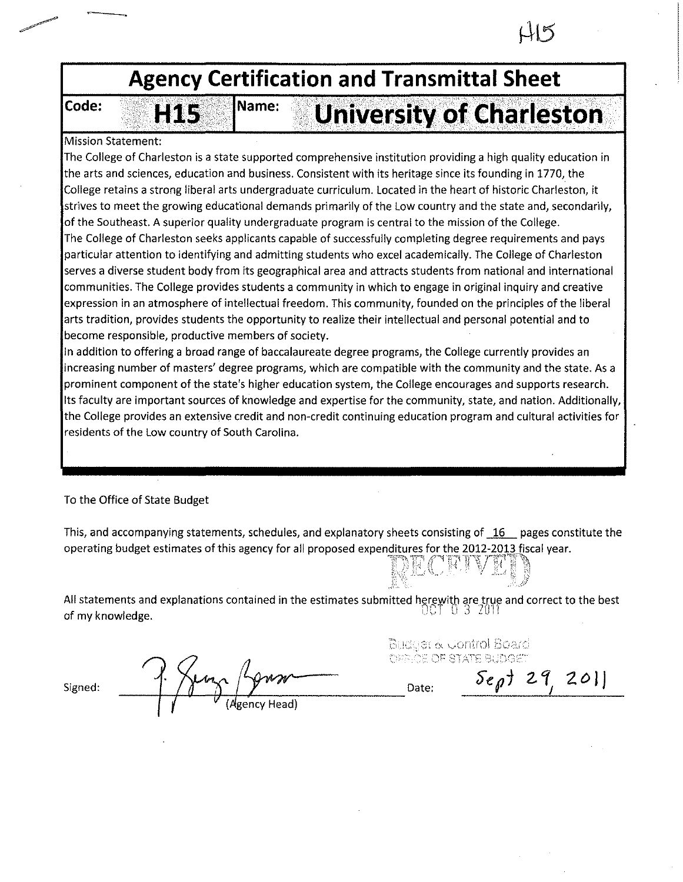H15

# Agency Certification and Transmittal Sheet

| Code: | H15 | Name: | University of Charleston |
|---|---|---|---|

Mission Statement:

The College of Charleston is a state supported comprehensive institution providing a high quality education in the arts and sciences, education and business. Consistent with its heritage since its founding in 1770, the College retains a strong liberal arts undergraduate curriculum. Located in the heart of historic Charleston, it strives to meet the growing educational demands primarily of the Low country and the state and, secondarily, of the Southeast. A superior quality undergraduate program is central to the mission of the College.

The College of Charleston seeks applicants capable of successfully completing degree requirements and pays particular attention to identifying and admitting students who excel academically. The College of Charleston serves a diverse student body from its geographical area and attracts students from national and international communities. The College provides students a community in which to engage in original inquiry and creative expression in an atmosphere of intellectual freedom. This community, founded on the principles of the liberal arts tradition, provides students the opportunity to realize their intellectual and personal potential and to become responsible, productive members of society.

In addition to offering a broad range of baccalaureate degree programs, the College currently provides an increasing number of masters' degree programs, which are compatible with the community and the state. As a prominent component of the state's higher education system, the College encourages and supports research. Its faculty are important sources of knowledge and expertise for the community, state, and nation. Additionally, the College provides an extensive credit and non-credit continuing education program and cultural activities for residents of the Low country of South Carolina.

To the Office of State Budget

This, and accompanying statements, schedules, and explanatory sheets consisting of 16 pages constitute the operating budget estimates of this agency for all proposed expenditures for the 2012-2013 fiscal year.

RECEIVED
OCT 03 2011
Budget & Control Board
OFFICE OF STATE BUDGET

All statements and explanations contained in the estimates submitted herewith are true and correct to the best of my knowledge.

Signed: _______________ (Agency Head)

Date: Sept 29, 2011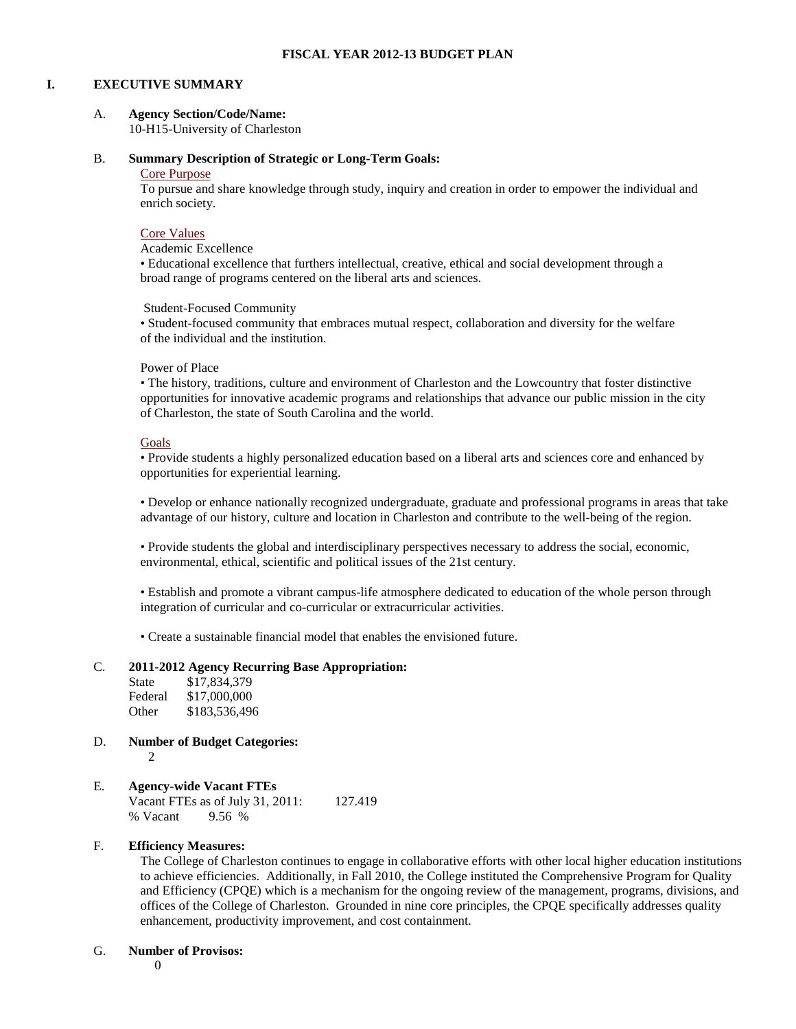# FISCAL YEAR 2012-13 BUDGET PLAN

## I. EXECUTIVE SUMMARY

### A. Agency Section/Code/Name:

10-H15-University of Charleston

### B. Summary Description of Strategic or Long-Term Goals:

Core Purpose

To pursue and share knowledge through study, inquiry and creation in order to empower the individual and enrich society.

Core Values

Academic Excellence

• Educational excellence that furthers intellectual, creative, ethical and social development through a broad range of programs centered on the liberal arts and sciences.

Student-Focused Community

• Student-focused community that embraces mutual respect, collaboration and diversity for the welfare of the individual and the institution.

Power of Place

• The history, traditions, culture and environment of Charleston and the Lowcountry that foster distinctive opportunities for innovative academic programs and relationships that advance our public mission in the city of Charleston, the state of South Carolina and the world.

Goals

• Provide students a highly personalized education based on a liberal arts and sciences core and enhanced by opportunities for experiential learning.

• Develop or enhance nationally recognized undergraduate, graduate and professional programs in areas that take advantage of our history, culture and location in Charleston and contribute to the well-being of the region.

• Provide students the global and interdisciplinary perspectives necessary to address the social, economic, environmental, ethical, scientific and political issues of the 21st century.

• Establish and promote a vibrant campus-life atmosphere dedicated to education of the whole person through integration of curricular and co-curricular or extracurricular activities.

• Create a sustainable financial model that enables the envisioned future.

### C. 2011-2012 Agency Recurring Base Appropriation:

State $17,834,379
Federal $17,000,000
Other $183,536,496

### D. Number of Budget Categories:

2

### E. Agency-wide Vacant FTEs

Vacant FTEs as of July 31, 2011: 127.419
% Vacant 9.56 %

### F. Efficiency Measures:

The College of Charleston continues to engage in collaborative efforts with other local higher education institutions to achieve efficiencies. Additionally, in Fall 2010, the College instituted the Comprehensive Program for Quality and Efficiency (CPQE) which is a mechanism for the ongoing review of the management, programs, divisions, and offices of the College of Charleston. Grounded in nine core principles, the CPQE specifically addresses quality enhancement, productivity improvement, and cost containment.

### G. Number of Provisos:

0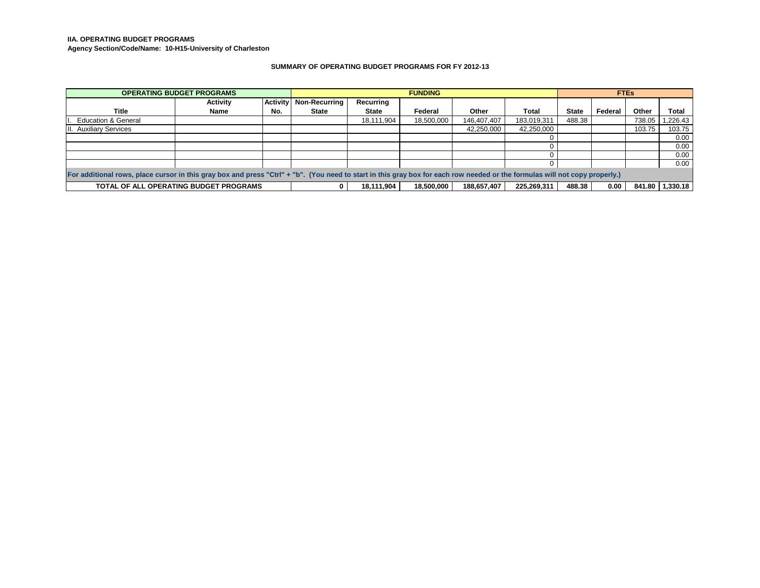**IIA. OPERATING BUDGET PROGRAMS**

**Agency Section/Code/Name: 10-H15-University of Charleston**

**SUMMARY OF OPERATING BUDGET PROGRAMS FOR FY 2012-13**

| OPERATING BUDGET PROGRAMS | | | FUNDING | | | | | FTEs | | | |
|---|---|---|---|---|---|---|---|---|---|---|---|
| Title | Activity Name | Activity No. | Non-Recurring State | Recurring State | Federal | Other | Total | State | Federal | Other | Total |
| I. Education & General | | | | 18,111,904 | 18,500,000 | 146,407,407 | 183,019,311 | 488.38 | | 738.05 | 1,226.43 |
| II. Auxiliary Services | | | | | | 42,250,000 | 42,250,000 | | | 103.75 | 103.75 |
| | | | | | | | 0 | | | | 0.00 |
| | | | | | | | 0 | | | | 0.00 |
| | | | | | | | 0 | | | | 0.00 |
| | | | | | | | 0 | | | | 0.00 |
| For additional rows, place cursor in this gray box and press "Ctrl" + "b". (You need to start in this gray box for each row needed or the formulas will not copy properly.) | | | | | | | | | | | |
| **TOTAL OF ALL OPERATING BUDGET PROGRAMS** | | | **0** | **18,111,904** | **18,500,000** | **188,657,407** | **225,269,311** | **488.38** | **0.00** | **841.80** | **1,330.18** |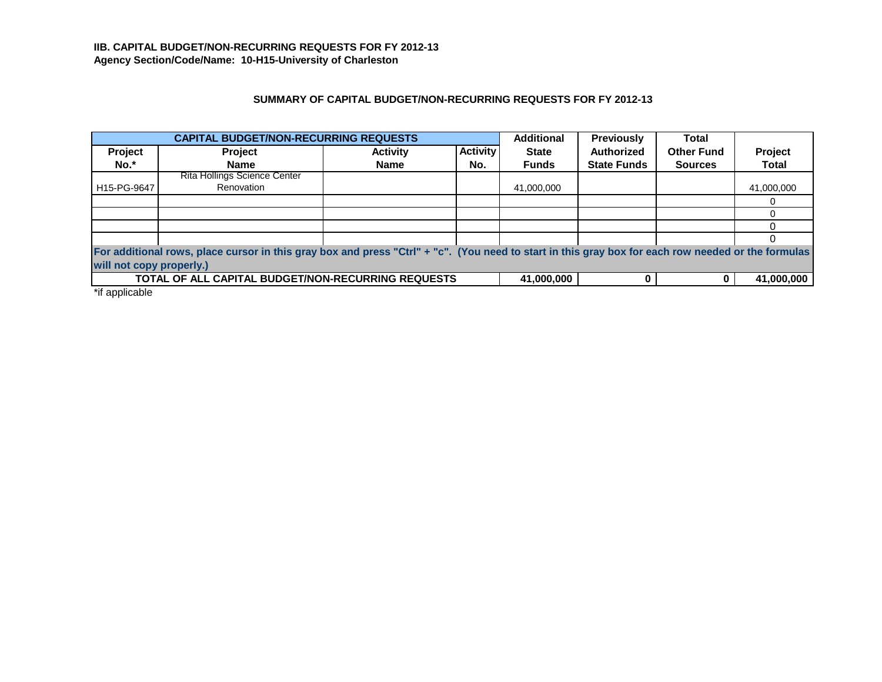**IIB. CAPITAL BUDGET/NON-RECURRING REQUESTS FOR FY 2012-13**
**Agency Section/Code/Name: 10-H15-University of Charleston**

### SUMMARY OF CAPITAL BUDGET/NON-RECURRING REQUESTS FOR FY 2012-13

| CAPITAL BUDGET/NON-RECURRING REQUESTS | | | | Additional State Funds | Previously Authorized State Funds | Total Other Fund Sources | Project Total |
|---|---|---|---|---|---|---|---|
| **Project No.*** | **Project Name** | **Activity Name** | **Activity No.** | | | | |
| H15-PG-9647 | Rita Hollings Science Center Renovation | | | 41,000,000 | | | 41,000,000 |
| | | | | | | | 0 |
| | | | | | | | 0 |
| | | | | | | | 0 |
| | | | | | | | 0 |
| **For additional rows, place cursor in this gray box and press "Ctrl" + "c". (You need to start in this gray box for each row needed or the formulas will not copy properly.)** | | | | | | | |
| **TOTAL OF ALL CAPITAL BUDGET/NON-RECURRING REQUESTS** | | | | **41,000,000** | **0** | **0** | **41,000,000** |

*if applicable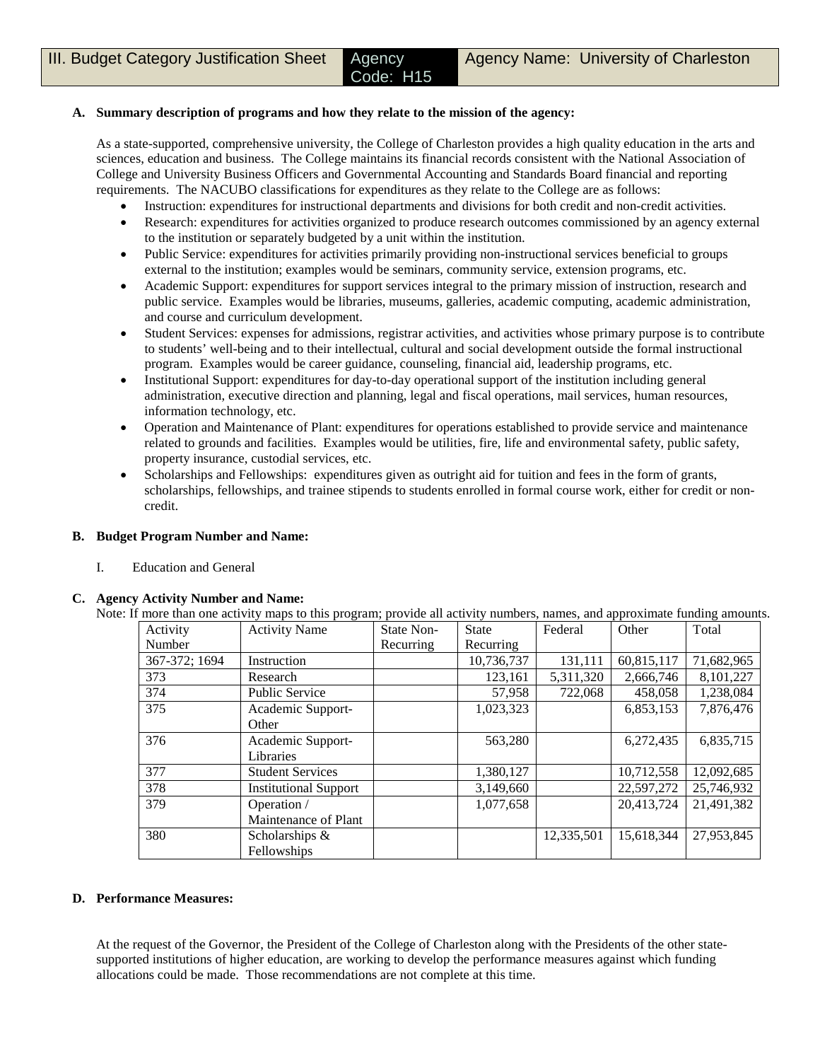| III. Budget Category Justification Sheet | Agency Code: H15 | Agency Name: University of Charleston |
|---|---|---|

**A. Summary description of programs and how they relate to the mission of the agency:**

As a state-supported, comprehensive university, the College of Charleston provides a high quality education in the arts and sciences, education and business. The College maintains its financial records consistent with the National Association of College and University Business Officers and Governmental Accounting and Standards Board financial and reporting requirements. The NACUBO classifications for expenditures as they relate to the College are as follows:

- Instruction: expenditures for instructional departments and divisions for both credit and non-credit activities.
- Research: expenditures for activities organized to produce research outcomes commissioned by an agency external to the institution or separately budgeted by a unit within the institution.
- Public Service: expenditures for activities primarily providing non-instructional services beneficial to groups external to the institution; examples would be seminars, community service, extension programs, etc.
- Academic Support: expenditures for support services integral to the primary mission of instruction, research and public service. Examples would be libraries, museums, galleries, academic computing, academic administration, and course and curriculum development.
- Student Services: expenses for admissions, registrar activities, and activities whose primary purpose is to contribute to students' well-being and to their intellectual, cultural and social development outside the formal instructional program. Examples would be career guidance, counseling, financial aid, leadership programs, etc.
- Institutional Support: expenditures for day-to-day operational support of the institution including general administration, executive direction and planning, legal and fiscal operations, mail services, human resources, information technology, etc.
- Operation and Maintenance of Plant: expenditures for operations established to provide service and maintenance related to grounds and facilities. Examples would be utilities, fire, life and environmental safety, public safety, property insurance, custodial services, etc.
- Scholarships and Fellowships: expenditures given as outright aid for tuition and fees in the form of grants, scholarships, fellowships, and trainee stipends to students enrolled in formal course work, either for credit or non-credit.

**B. Budget Program Number and Name:**

I. Education and General

**C. Agency Activity Number and Name:**

Note: If more than one activity maps to this program; provide all activity numbers, names, and approximate funding amounts.

| Activity Number | Activity Name | State Non-Recurring | State Recurring | Federal | Other | Total |
|---|---|---|---|---|---|---|
| 367-372; 1694 | Instruction | | 10,736,737 | 131,111 | 60,815,117 | 71,682,965 |
| 373 | Research | | 123,161 | 5,311,320 | 2,666,746 | 8,101,227 |
| 374 | Public Service | | 57,958 | 722,068 | 458,058 | 1,238,084 |
| 375 | Academic Support-Other | | 1,023,323 | | 6,853,153 | 7,876,476 |
| 376 | Academic Support-Libraries | | 563,280 | | 6,272,435 | 6,835,715 |
| 377 | Student Services | | 1,380,127 | | 10,712,558 | 12,092,685 |
| 378 | Institutional Support | | 3,149,660 | | 22,597,272 | 25,746,932 |
| 379 | Operation / Maintenance of Plant | | 1,077,658 | | 20,413,724 | 21,491,382 |
| 380 | Scholarships & Fellowships | | | 12,335,501 | 15,618,344 | 27,953,845 |

**D. Performance Measures:**

At the request of the Governor, the President of the College of Charleston along with the Presidents of the other state-supported institutions of higher education, are working to develop the performance measures against which funding allocations could be made. Those recommendations are not complete at this time.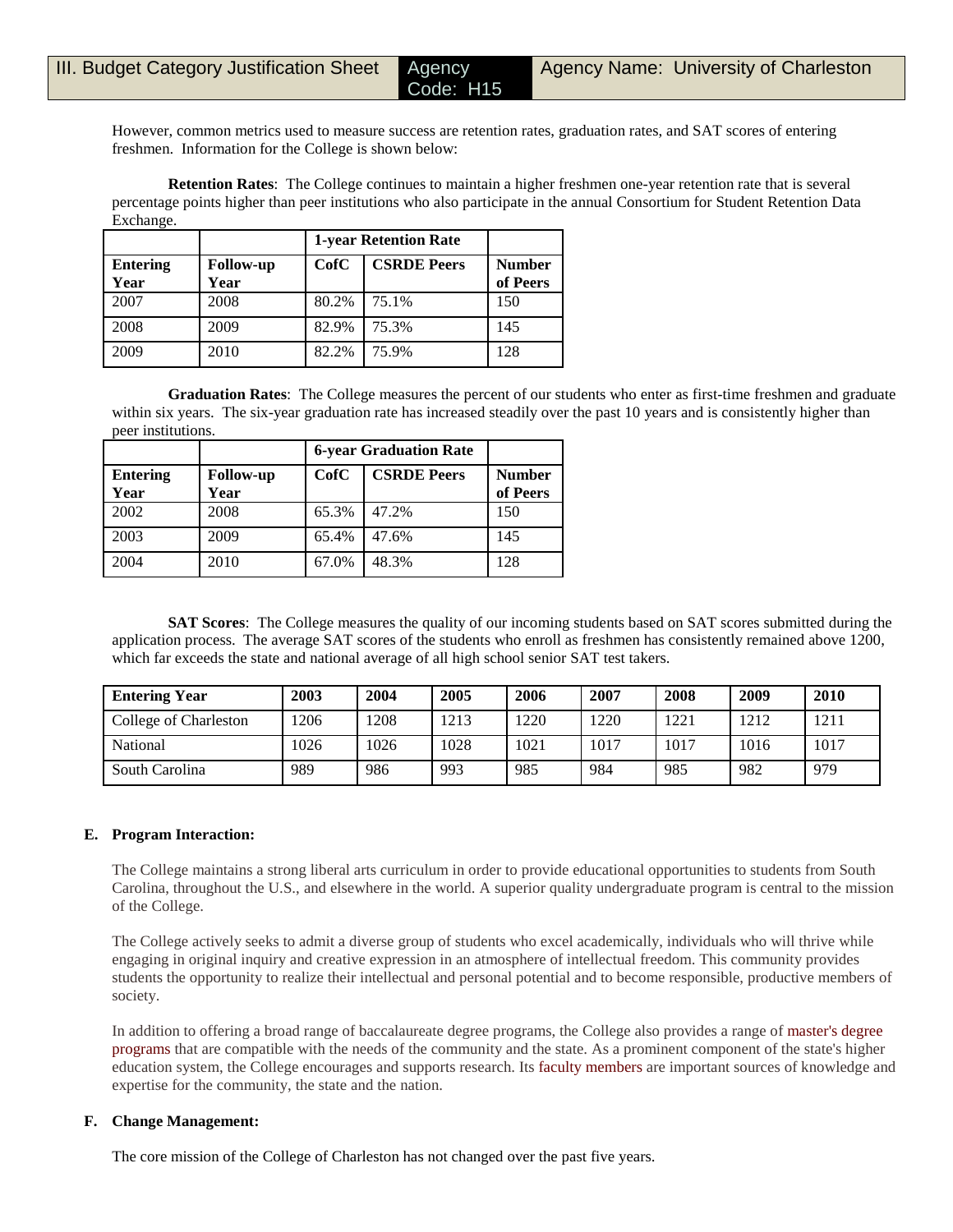However, common metrics used to measure success are retention rates, graduation rates, and SAT scores of entering freshmen. Information for the College is shown below:

**Retention Rates**: The College continues to maintain a higher freshmen one-year retention rate that is several percentage points higher than peer institutions who also participate in the annual Consortium for Student Retention Data Exchange.

| | | 1-year Retention Rate | | |
|---|---|---|---|---|
| **Entering Year** | **Follow-up Year** | **CofC** | **CSRDE Peers** | **Number of Peers** |
| 2007 | 2008 | 80.2% | 75.1% | 150 |
| 2008 | 2009 | 82.9% | 75.3% | 145 |
| 2009 | 2010 | 82.2% | 75.9% | 128 |

**Graduation Rates**: The College measures the percent of our students who enter as first-time freshmen and graduate within six years. The six-year graduation rate has increased steadily over the past 10 years and is consistently higher than peer institutions.

| | | 6-year Graduation Rate | | |
|---|---|---|---|---|
| **Entering Year** | **Follow-up Year** | **CofC** | **CSRDE Peers** | **Number of Peers** |
| 2002 | 2008 | 65.3% | 47.2% | 150 |
| 2003 | 2009 | 65.4% | 47.6% | 145 |
| 2004 | 2010 | 67.0% | 48.3% | 128 |

**SAT Scores**: The College measures the quality of our incoming students based on SAT scores submitted during the application process. The average SAT scores of the students who enroll as freshmen has consistently remained above 1200, which far exceeds the state and national average of all high school senior SAT test takers.

| **Entering Year** | **2003** | **2004** | **2005** | **2006** | **2007** | **2008** | **2009** | **2010** |
|---|---|---|---|---|---|---|---|---|
| College of Charleston | 1206 | 1208 | 1213 | 1220 | 1220 | 1221 | 1212 | 1211 |
| National | 1026 | 1026 | 1028 | 1021 | 1017 | 1017 | 1016 | 1017 |
| South Carolina | 989 | 986 | 993 | 985 | 984 | 985 | 982 | 979 |

**E. Program Interaction:**

The College maintains a strong liberal arts curriculum in order to provide educational opportunities to students from South Carolina, throughout the U.S., and elsewhere in the world. A superior quality undergraduate program is central to the mission of the College.

The College actively seeks to admit a diverse group of students who excel academically, individuals who will thrive while engaging in original inquiry and creative expression in an atmosphere of intellectual freedom. This community provides students the opportunity to realize their intellectual and personal potential and to become responsible, productive members of society.

In addition to offering a broad range of baccalaureate degree programs, the College also provides a range of master's degree programs that are compatible with the needs of the community and the state. As a prominent component of the state's higher education system, the College encourages and supports research. Its faculty members are important sources of knowledge and expertise for the community, the state and the nation.

**F. Change Management:**

The core mission of the College of Charleston has not changed over the past five years.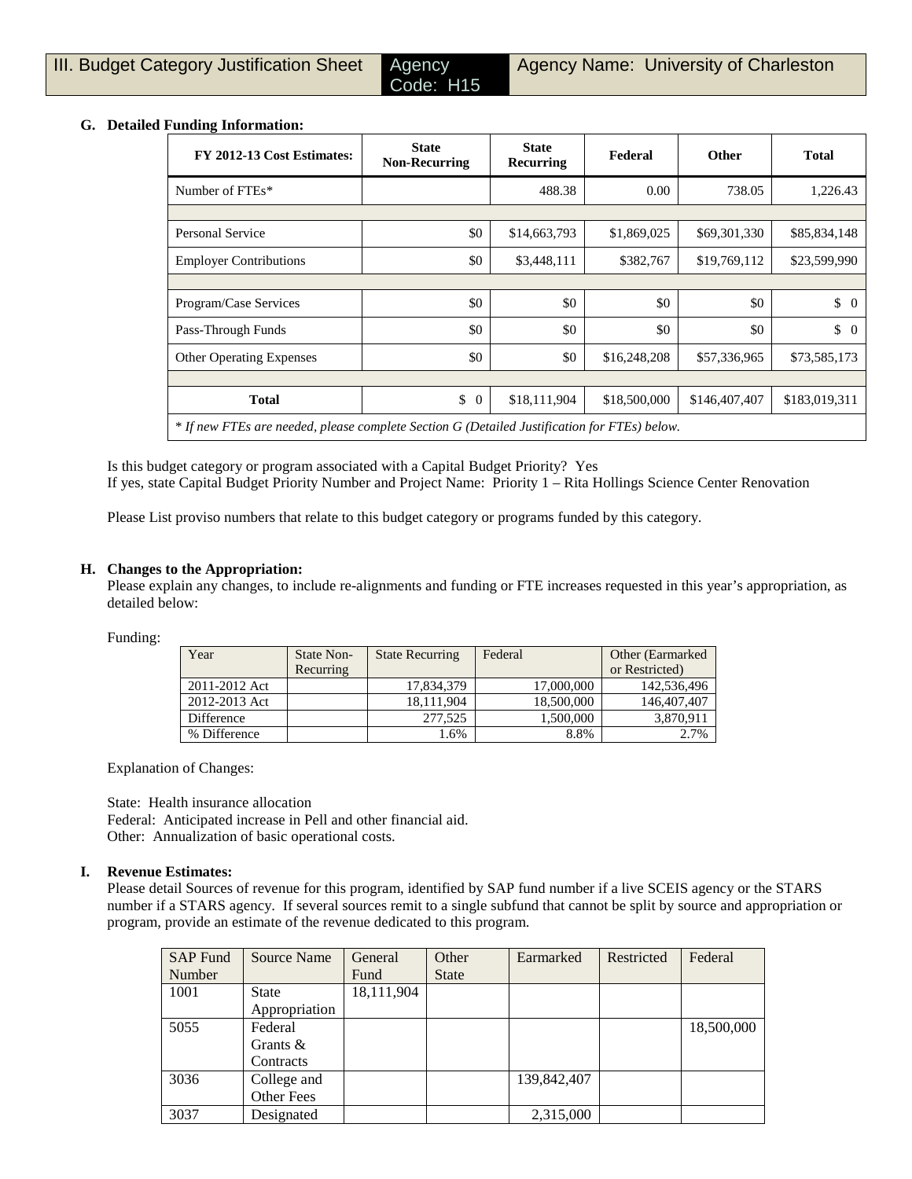| III. Budget Category Justification Sheet | Agency Code: H15 | Agency Name: University of Charleston |
|---|---|---|

### G. Detailed Funding Information:

| FY 2012-13 Cost Estimates: | State Non-Recurring | State Recurring | Federal | Other | Total |
|---|---|---|---|---|---|
| Number of FTEs* | | 488.38 | 0.00 | 738.05 | 1,226.43 |
| | | | | | |
| Personal Service | $0 | $14,663,793 | $1,869,025 | $69,301,330 | $85,834,148 |
| Employer Contributions | $0 | $3,448,111 | $382,767 | $19,769,112 | $23,599,990 |
| | | | | | |
| Program/Case Services | $0 | $0 | $0 | $0 | $ 0 |
| Pass-Through Funds | $0 | $0 | $0 | $0 | $ 0 |
| Other Operating Expenses | $0 | $0 | $16,248,208 | $57,336,965 | $73,585,173 |
| | | | | | |
| **Total** | $ 0 | $18,111,904 | $18,500,000 | $146,407,407 | $183,019,311 |

*\* If new FTEs are needed, please complete Section G (Detailed Justification for FTEs) below.*

Is this budget category or program associated with a Capital Budget Priority? Yes
If yes, state Capital Budget Priority Number and Project Name: Priority 1 – Rita Hollings Science Center Renovation

Please List proviso numbers that relate to this budget category or programs funded by this category.

### H. Changes to the Appropriation:

Please explain any changes, to include re-alignments and funding or FTE increases requested in this year's appropriation, as detailed below:

Funding:

| Year | State Non-Recurring | State Recurring | Federal | Other (Earmarked or Restricted) |
|---|---|---|---|---|
| 2011-2012 Act | | 17,834,379 | 17,000,000 | 142,536,496 |
| 2012-2013 Act | | 18,111,904 | 18,500,000 | 146,407,407 |
| Difference | | 277,525 | 1,500,000 | 3,870,911 |
| % Difference | | 1.6% | 8.8% | 2.7% |

Explanation of Changes:

State: Health insurance allocation
Federal: Anticipated increase in Pell and other financial aid.
Other: Annualization of basic operational costs.

### I. Revenue Estimates:

Please detail Sources of revenue for this program, identified by SAP fund number if a live SCEIS agency or the STARS number if a STARS agency. If several sources remit to a single subfund that cannot be split by source and appropriation or program, provide an estimate of the revenue dedicated to this program.

| SAP Fund Number | Source Name | General Fund | Other State | Earmarked | Restricted | Federal |
|---|---|---|---|---|---|---|
| 1001 | State Appropriation | 18,111,904 | | | | |
| 5055 | Federal Grants & Contracts | | | | | 18,500,000 |
| 3036 | College and Other Fees | | | 139,842,407 | | |
| 3037 | Designated | | | 2,315,000 | | |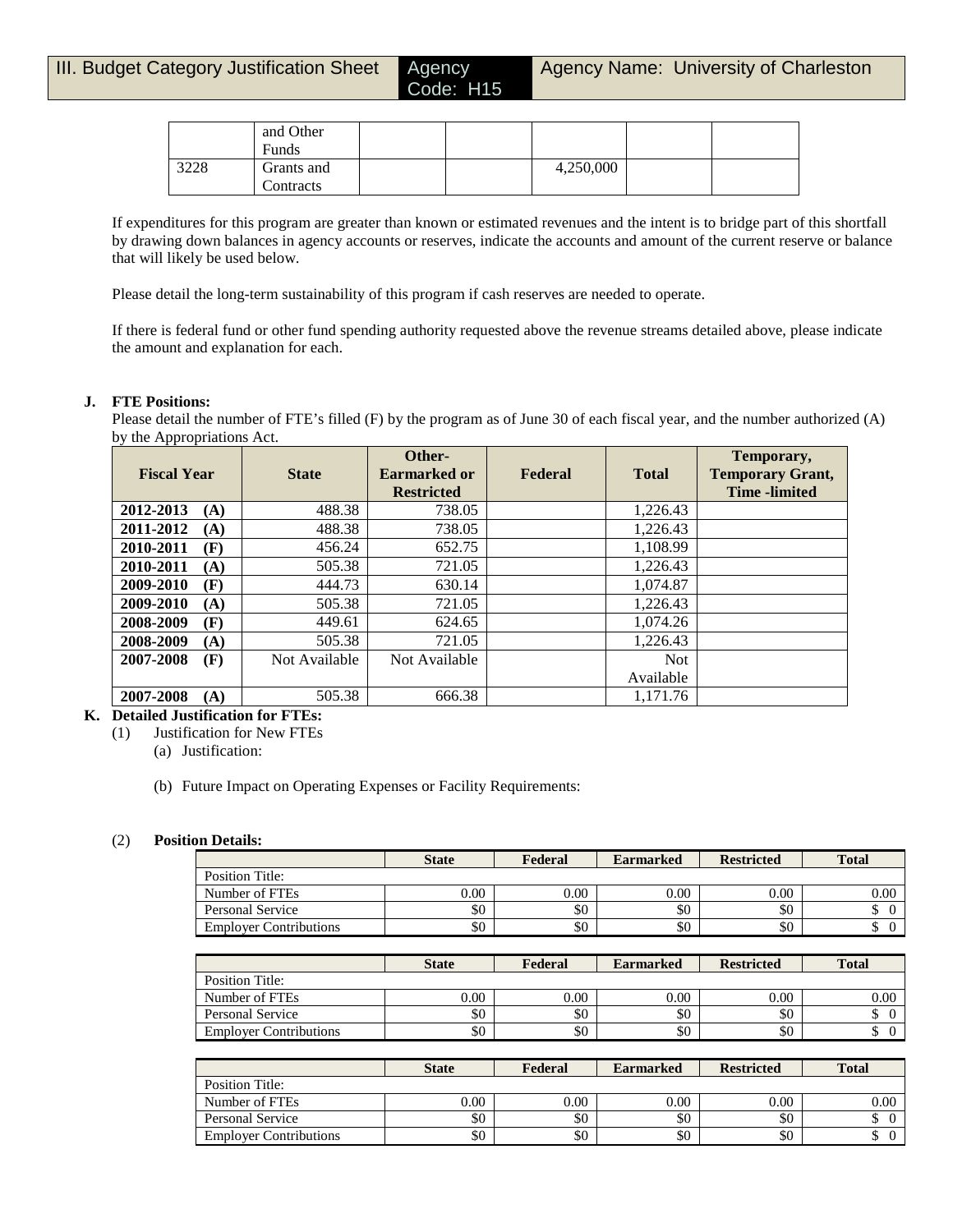| | and Other Funds | | | | | |
|---|---|---|---|---|---|---|
| 3228 | Grants and Contracts | | | 4,250,000 | | |

If expenditures for this program are greater than known or estimated revenues and the intent is to bridge part of this shortfall by drawing down balances in agency accounts or reserves, indicate the accounts and amount of the current reserve or balance that will likely be used below.

Please detail the long-term sustainability of this program if cash reserves are needed to operate.

If there is federal fund or other fund spending authority requested above the revenue streams detailed above, please indicate the amount and explanation for each.

**J. FTE Positions:**

Please detail the number of FTE's filled (F) by the program as of June 30 of each fiscal year, and the number authorized (A) by the Appropriations Act.

| Fiscal Year | State | Other-Earmarked or Restricted | Federal | Total | Temporary, Temporary Grant, Time -limited |
|---|---|---|---|---|---|
| **2012-2013 (A)** | 488.38 | 738.05 | | 1,226.43 | |
| **2011-2012 (A)** | 488.38 | 738.05 | | 1,226.43 | |
| **2010-2011 (F)** | 456.24 | 652.75 | | 1,108.99 | |
| **2010-2011 (A)** | 505.38 | 721.05 | | 1,226.43 | |
| **2009-2010 (F)** | 444.73 | 630.14 | | 1,074.87 | |
| **2009-2010 (A)** | 505.38 | 721.05 | | 1,226.43 | |
| **2008-2009 (F)** | 449.61 | 624.65 | | 1,074.26 | |
| **2008-2009 (A)** | 505.38 | 721.05 | | 1,226.43 | |
| **2007-2008 (F)** | Not Available | Not Available | | Not Available | |
| **2007-2008 (A)** | 505.38 | 666.38 | | 1,171.76 | |

**K. Detailed Justification for FTEs:**

(1) Justification for New FTEs

(a) Justification:

(b) Future Impact on Operating Expenses or Facility Requirements:

(2) **Position Details:**

| | State | Federal | Earmarked | Restricted | Total |
|---|---|---|---|---|---|
| Position Title: | | | | | |
| Number of FTEs | 0.00 | 0.00 | 0.00 | 0.00 | 0.00 |
| Personal Service | $0 | $0 | $0 | $0 | $ 0 |
| Employer Contributions | $0 | $0 | $0 | $0 | $ 0 |

| | State | Federal | Earmarked | Restricted | Total |
|---|---|---|---|---|---|
| Position Title: | | | | | |
| Number of FTEs | 0.00 | 0.00 | 0.00 | 0.00 | 0.00 |
| Personal Service | $0 | $0 | $0 | $0 | $ 0 |
| Employer Contributions | $0 | $0 | $0 | $0 | $ 0 |

| | State | Federal | Earmarked | Restricted | Total |
|---|---|---|---|---|---|
| Position Title: | | | | | |
| Number of FTEs | 0.00 | 0.00 | 0.00 | 0.00 | 0.00 |
| Personal Service | $0 | $0 | $0 | $0 | $ 0 |
| Employer Contributions | $0 | $0 | $0 | $0 | $ 0 |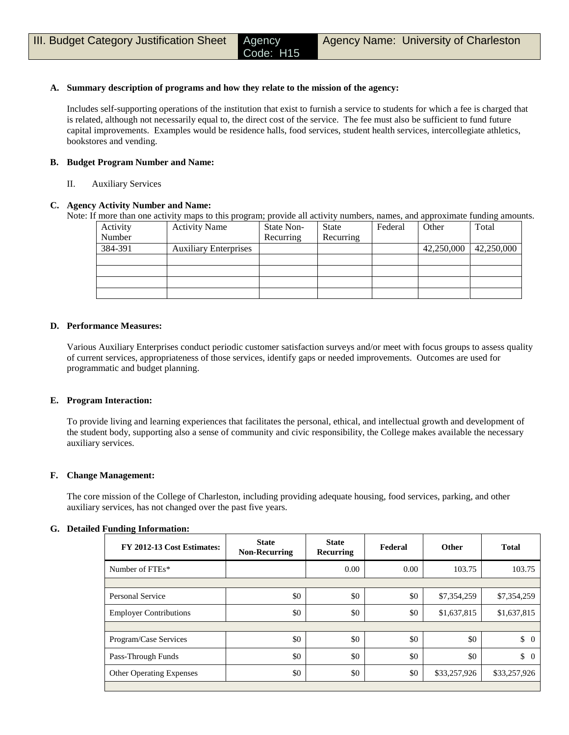| III. Budget Category Justification Sheet | Agency Code: H15 | Agency Name: University of Charleston |
|---|---|---|

**A. Summary description of programs and how they relate to the mission of the agency:**

Includes self-supporting operations of the institution that exist to furnish a service to students for which a fee is charged that is related, although not necessarily equal to, the direct cost of the service. The fee must also be sufficient to fund future capital improvements. Examples would be residence halls, food services, student health services, intercollegiate athletics, bookstores and vending.

**B. Budget Program Number and Name:**

II. Auxiliary Services

**C. Agency Activity Number and Name:**

Note: If more than one activity maps to this program; provide all activity numbers, names, and approximate funding amounts.

| Activity Number | Activity Name | State Non-Recurring | State Recurring | Federal | Other | Total |
|---|---|---|---|---|---|---|
| 384-391 | Auxiliary Enterprises | | | | 42,250,000 | 42,250,000 |
| | | | | | | |
| | | | | | | |
| | | | | | | |
| | | | | | | |

**D. Performance Measures:**

Various Auxiliary Enterprises conduct periodic customer satisfaction surveys and/or meet with focus groups to assess quality of current services, appropriateness of those services, identify gaps or needed improvements. Outcomes are used for programmatic and budget planning.

**E. Program Interaction:**

To provide living and learning experiences that facilitates the personal, ethical, and intellectual growth and development of the student body, supporting also a sense of community and civic responsibility, the College makes available the necessary auxiliary services.

**F. Change Management:**

The core mission of the College of Charleston, including providing adequate housing, food services, parking, and other auxiliary services, has not changed over the past five years.

**G. Detailed Funding Information:**

| FY 2012-13 Cost Estimates: | State Non-Recurring | State Recurring | Federal | Other | Total |
|---|---|---|---|---|---|
| Number of FTEs* | | 0.00 | 0.00 | 103.75 | 103.75 |
| | | | | | |
| Personal Service | $0 | $0 | $0 | $7,354,259 | $7,354,259 |
| Employer Contributions | $0 | $0 | $0 | $1,637,815 | $1,637,815 |
| | | | | | |
| Program/Case Services | $0 | $0 | $0 | $0 | $ 0 |
| Pass-Through Funds | $0 | $0 | $0 | $0 | $ 0 |
| Other Operating Expenses | $0 | $0 | $0 | $33,257,926 | $33,257,926 |
| | | | | | |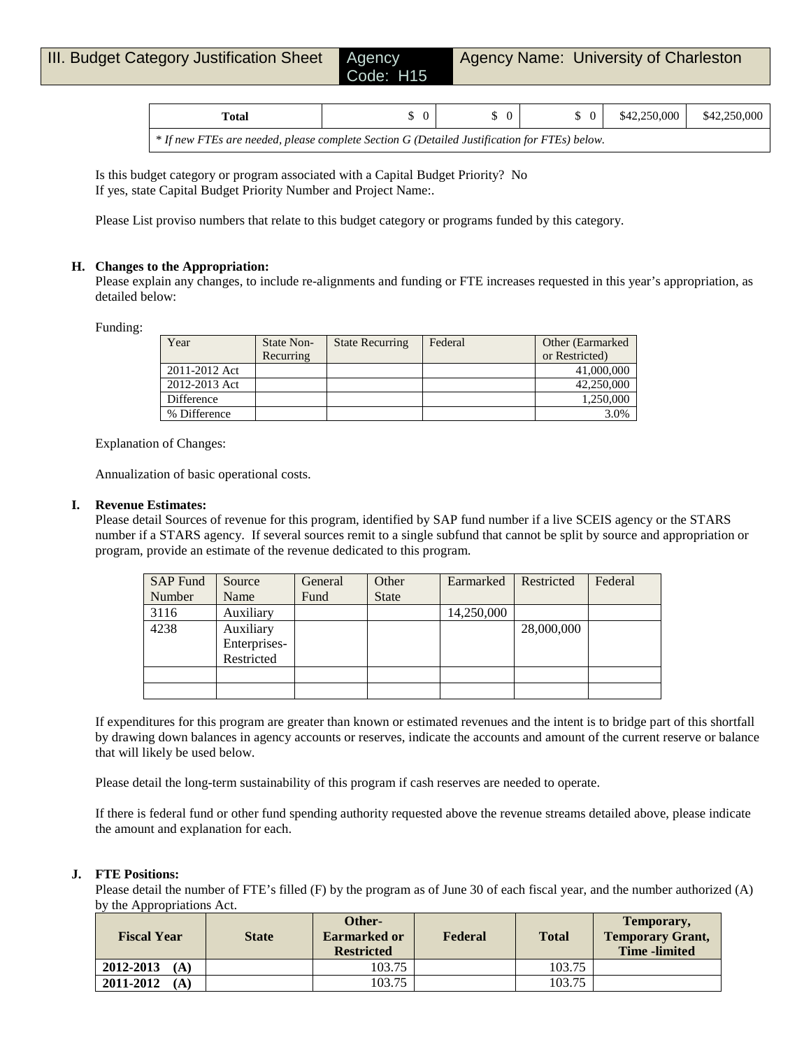| III. Budget Category Justification Sheet | Agency Code: H15 | Agency Name: University of Charleston |
|---|---|---|

| **Total** | $ 0 | $ 0 | $ 0 | $42,250,000 | $42,250,000 |
|---|---|---|---|---|---|
| *\* If new FTEs are needed, please complete Section G (Detailed Justification for FTEs) below.* | | | | | |

Is this budget category or program associated with a Capital Budget Priority? No
If yes, state Capital Budget Priority Number and Project Name:.

Please List proviso numbers that relate to this budget category or programs funded by this category.

**H. Changes to the Appropriation:**
Please explain any changes, to include re-alignments and funding or FTE increases requested in this year's appropriation, as detailed below:

Funding:

| Year | State Non-Recurring | State Recurring | Federal | Other (Earmarked or Restricted) |
|---|---|---|---|---|
| 2011-2012 Act | | | | 41,000,000 |
| 2012-2013 Act | | | | 42,250,000 |
| Difference | | | | 1,250,000 |
| % Difference | | | | 3.0% |

Explanation of Changes:

Annualization of basic operational costs.

**I. Revenue Estimates:**
Please detail Sources of revenue for this program, identified by SAP fund number if a live SCEIS agency or the STARS number if a STARS agency. If several sources remit to a single subfund that cannot be split by source and appropriation or program, provide an estimate of the revenue dedicated to this program.

| SAP Fund Number | Source Name | General Fund | Other State | Earmarked | Restricted | Federal |
|---|---|---|---|---|---|---|
| 3116 | Auxiliary | | | 14,250,000 | | |
| 4238 | Auxiliary Enterprises-Restricted | | | | 28,000,000 | |
| | | | | | | |
| | | | | | | |

If expenditures for this program are greater than known or estimated revenues and the intent is to bridge part of this shortfall by drawing down balances in agency accounts or reserves, indicate the accounts and amount of the current reserve or balance that will likely be used below.

Please detail the long-term sustainability of this program if cash reserves are needed to operate.

If there is federal fund or other fund spending authority requested above the revenue streams detailed above, please indicate the amount and explanation for each.

**J. FTE Positions:**
Please detail the number of FTE's filled (F) by the program as of June 30 of each fiscal year, and the number authorized (A) by the Appropriations Act.

| Fiscal Year | State | Other-Earmarked or Restricted | Federal | Total | Temporary, Temporary Grant, Time -limited |
|---|---|---|---|---|---|
| **2012-2013 (A)** | | 103.75 | | 103.75 | |
| **2011-2012 (A)** | | 103.75 | | 103.75 | |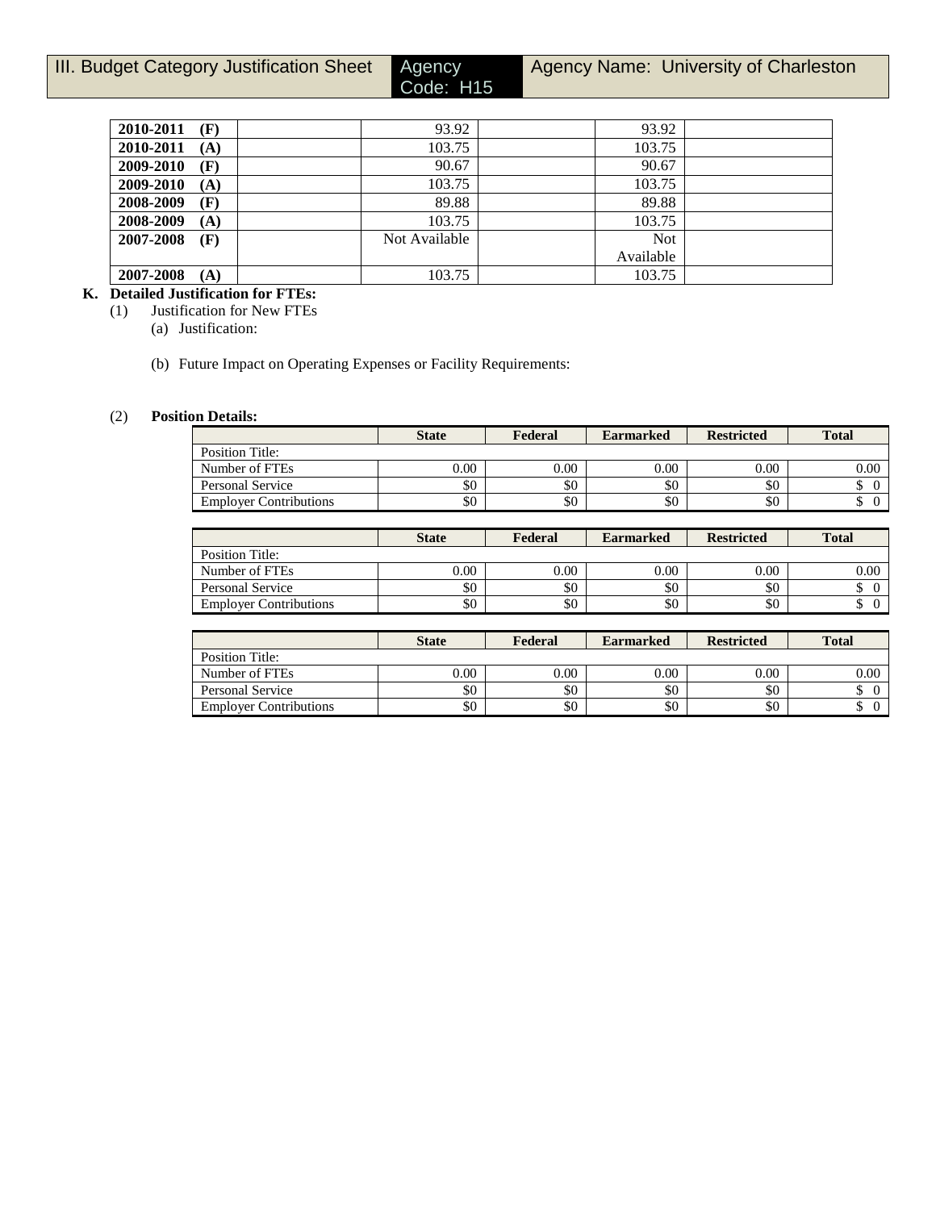| III. Budget Category Justification Sheet | Agency Code: H15 | Agency Name: University of Charleston |
|---|---|---|

| | | | | | |
|---|---|---|---|---|---|
| **2010-2011 (F)** | | 93.92 | | 93.92 | |
| **2010-2011 (A)** | | 103.75 | | 103.75 | |
| **2009-2010 (F)** | | 90.67 | | 90.67 | |
| **2009-2010 (A)** | | 103.75 | | 103.75 | |
| **2008-2009 (F)** | | 89.88 | | 89.88 | |
| **2008-2009 (A)** | | 103.75 | | 103.75 | |
| **2007-2008 (F)** | | Not Available | | Not Available | |
| **2007-2008 (A)** | | 103.75 | | 103.75 | |

**K. Detailed Justification for FTEs:**

(1) Justification for New FTEs

(a) Justification:

(b) Future Impact on Operating Expenses or Facility Requirements:

(2) **Position Details:**

| | **State** | **Federal** | **Earmarked** | **Restricted** | **Total** |
|---|---|---|---|---|---|
| Position Title: | | | | | |
| Number of FTEs | 0.00 | 0.00 | 0.00 | 0.00 | 0.00 |
| Personal Service | $0 | $0 | $0 | $0 | $ 0 |
| Employer Contributions | $0 | $0 | $0 | $0 | $ 0 |

| | **State** | **Federal** | **Earmarked** | **Restricted** | **Total** |
|---|---|---|---|---|---|
| Position Title: | | | | | |
| Number of FTEs | 0.00 | 0.00 | 0.00 | 0.00 | 0.00 |
| Personal Service | $0 | $0 | $0 | $0 | $ 0 |
| Employer Contributions | $0 | $0 | $0 | $0 | $ 0 |

| | **State** | **Federal** | **Earmarked** | **Restricted** | **Total** |
|---|---|---|---|---|---|
| Position Title: | | | | | |
| Number of FTEs | 0.00 | 0.00 | 0.00 | 0.00 | 0.00 |
| Personal Service | $0 | $0 | $0 | $0 | $ 0 |
| Employer Contributions | $0 | $0 | $0 | $0 | $ 0 |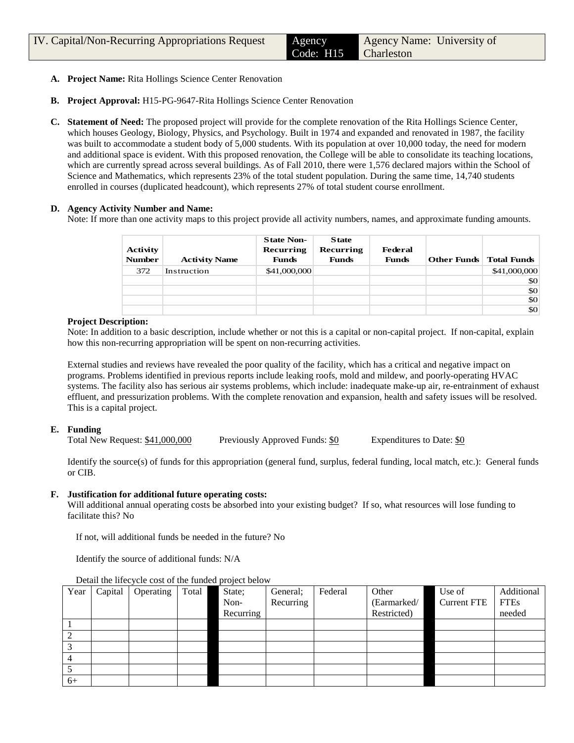| IV. Capital/Non-Recurring Appropriations Request | Agency Code: H15 | Agency Name: University of Charleston |
|---|---|---|

**A. Project Name:** Rita Hollings Science Center Renovation

**B. Project Approval:** H15-PG-9647-Rita Hollings Science Center Renovation

**C. Statement of Need:** The proposed project will provide for the complete renovation of the Rita Hollings Science Center, which houses Geology, Biology, Physics, and Psychology. Built in 1974 and expanded and renovated in 1987, the facility was built to accommodate a student body of 5,000 students. With its population at over 10,000 today, the need for modern and additional space is evident. With this proposed renovation, the College will be able to consolidate its teaching locations, which are currently spread across several buildings. As of Fall 2010, there were 1,576 declared majors within the School of Science and Mathematics, which represents 23% of the total student population. During the same time, 14,740 students enrolled in courses (duplicated headcount), which represents 27% of total student course enrollment.

**D. Agency Activity Number and Name:**
Note: If more than one activity maps to this project provide all activity numbers, names, and approximate funding amounts.

| Activity Number | Activity Name | State Non-Recurring Funds | State Recurring Funds | Federal Funds | Other Funds | Total Funds |
|---|---|---|---|---|---|---|
| 372 | Instruction | $41,000,000 | | | | $41,000,000 |
| | | | | | | $0 |
| | | | | | | $0 |
| | | | | | | $0 |
| | | | | | | $0 |

**Project Description:**
Note: In addition to a basic description, include whether or not this is a capital or non-capital project. If non-capital, explain how this non-recurring appropriation will be spent on non-recurring activities.

External studies and reviews have revealed the poor quality of the facility, which has a critical and negative impact on programs. Problems identified in previous reports include leaking roofs, mold and mildew, and poorly-operating HVAC systems. The facility also has serious air systems problems, which include: inadequate make-up air, re-entrainment of exhaust effluent, and pressurization problems. With the complete renovation and expansion, health and safety issues will be resolved. This is a capital project.

**E. Funding**
Total New Request: $41,000,000 Previously Approved Funds: $0 Expenditures to Date: $0

Identify the source(s) of funds for this appropriation (general fund, surplus, federal funding, local match, etc.): General funds or CIB.

**F. Justification for additional future operating costs:**
Will additional annual operating costs be absorbed into your existing budget? If so, what resources will lose funding to facilitate this? No

If not, will additional funds be needed in the future? No

Identify the source of additional funds: N/A

Detail the lifecycle cost of the funded project below

| Year | Capital | Operating | Total | | State; Non-Recurring | General; Recurring | Federal | Other (Earmarked/ Restricted) | | Use of Current FTE | Additional FTEs needed |
|---|---|---|---|---|---|---|---|---|---|---|---|
| 1 | | | | | | | | | | | |
| 2 | | | | | | | | | | | |
| 3 | | | | | | | | | | | |
| 4 | | | | | | | | | | | |
| 5 | | | | | | | | | | | |
| 6+ | | | | | | | | | | | |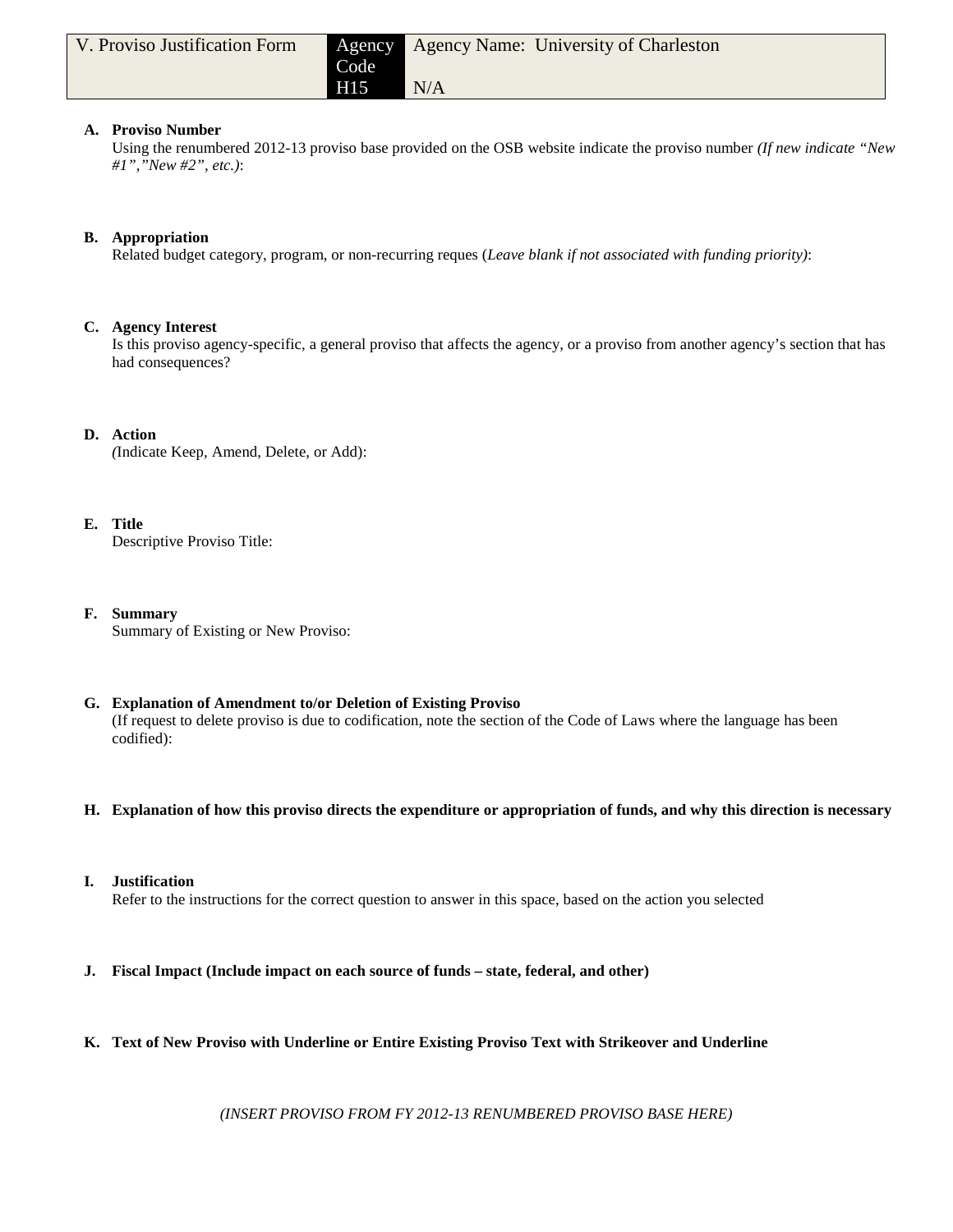| V. Proviso Justification Form | Agency Code | Agency Name: University of Charleston |
|---|---|---|
| | H15 | N/A |

**A. Proviso Number**
Using the renumbered 2012-13 proviso base provided on the OSB website indicate the proviso number *(If new indicate "New #1","New #2", etc.)*:

**B. Appropriation**
Related budget category, program, or non-recurring reques (*Leave blank if not associated with funding priority)*:

**C. Agency Interest**
Is this proviso agency-specific, a general proviso that affects the agency, or a proviso from another agency's section that has had consequences?

**D. Action**
*(*Indicate Keep, Amend, Delete, or Add):

**E. Title**
Descriptive Proviso Title:

**F. Summary**
Summary of Existing or New Proviso:

**G. Explanation of Amendment to/or Deletion of Existing Proviso**
(If request to delete proviso is due to codification, note the section of the Code of Laws where the language has been codified):

**H. Explanation of how this proviso directs the expenditure or appropriation of funds, and why this direction is necessary**

**I. Justification**
Refer to the instructions for the correct question to answer in this space, based on the action you selected

**J. Fiscal Impact (Include impact on each source of funds – state, federal, and other)**

**K. Text of New Proviso with Underline or Entire Existing Proviso Text with Strikeover and Underline**

*(INSERT PROVISO FROM FY 2012-13 RENUMBERED PROVISO BASE HERE)*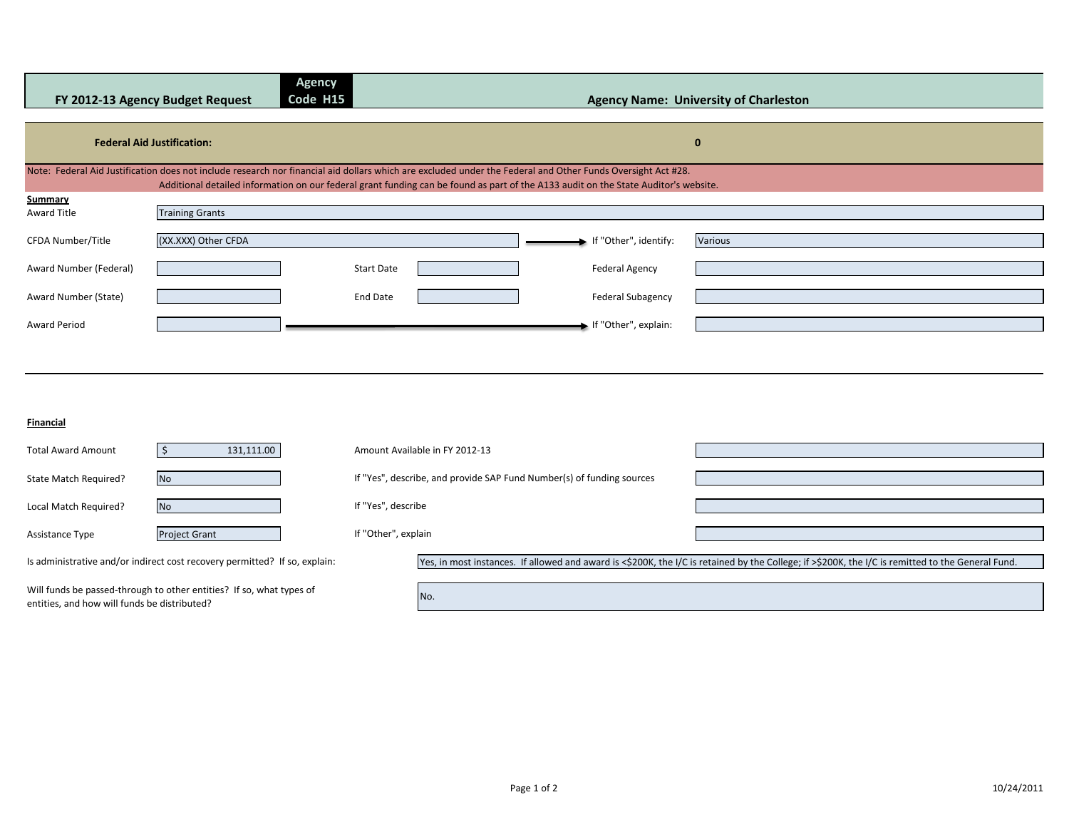| FY 2012-13 Agency Budget Request | Agency Code H15 | Agency Name: University of Charleston |
|---|---|---|

**Federal Aid Justification:** 0

Note: Federal Aid Justification does not include research nor financial aid dollars which are excluded under the Federal and Other Funds Oversight Act #28.
Additional detailed information on our federal grant funding can be found as part of the A133 audit on the State Auditor's website.

**Summary**

| | | | | | |
|---|---|---|---|---|---|
| Award Title | Training Grants | | | | |
| CFDA Number/Title | (XX.XXX) Other CFDA | | | If "Other", identify: | Various |
| Award Number (Federal) | | Start Date | | Federal Agency | |
| Award Number (State) | | End Date | | Federal Subagency | |
| Award Period | | | | If "Other", explain: | |

**Financial**

| | | | |
|---|---|---|---|
| Total Award Amount | $ 131,111.00 | Amount Available in FY 2012-13 | |
| State Match Required? | No | If "Yes", describe, and provide SAP Fund Number(s) of funding sources | |
| Local Match Required? | No | If "Yes", describe | |
| Assistance Type | Project Grant | If "Other", explain | |

Is administrative and/or indirect cost recovery permitted? If so, explain: Yes, in most instances. If allowed and award is <$200K, the I/C is retained by the College; if >$200K, the I/C is remitted to the General Fund.

Will funds be passed-through to other entities? If so, what types of entities, and how will funds be distributed? No.

10/24/2011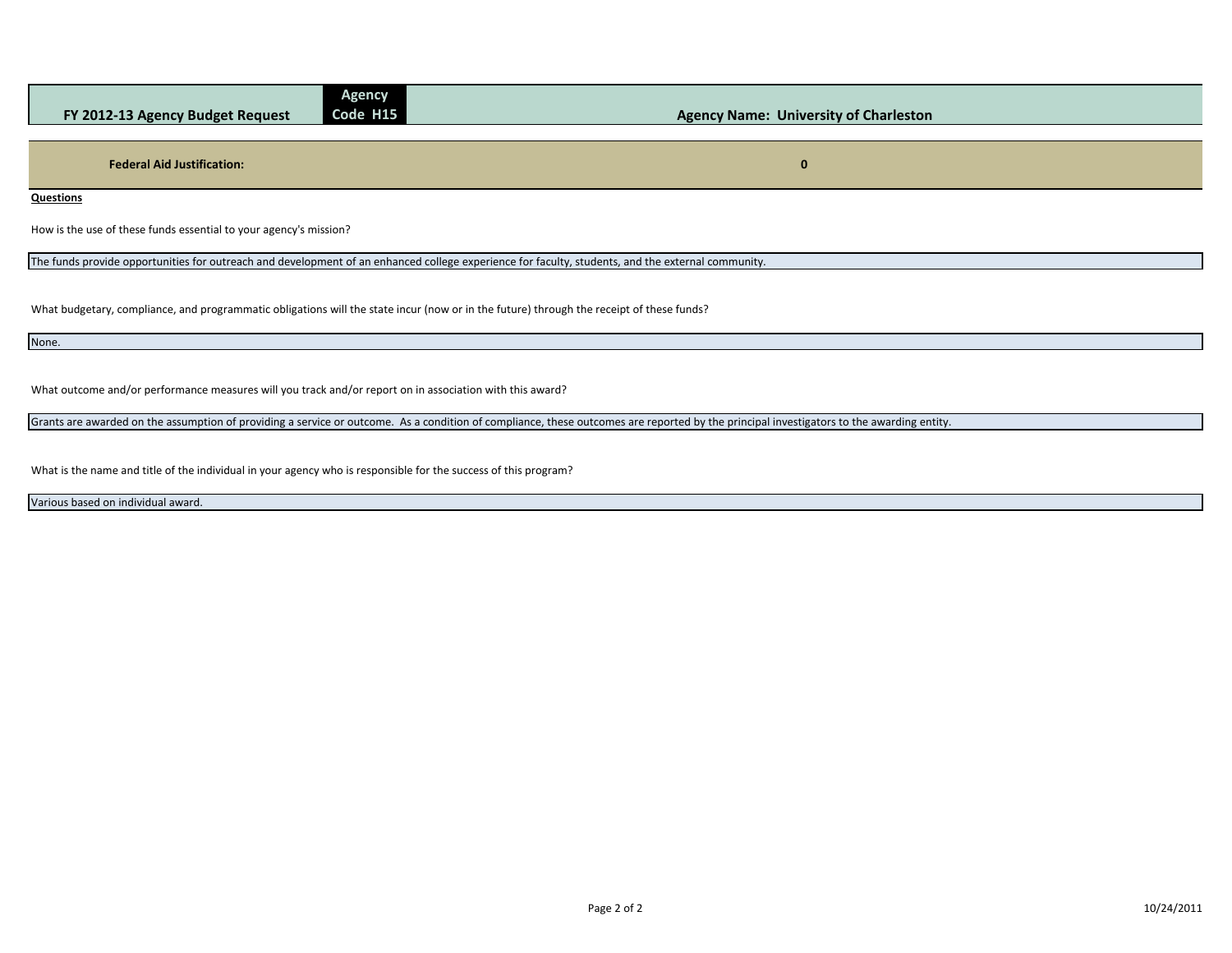| FY 2012-13 Agency Budget Request | Agency Code H15 | Agency Name: University of Charleston |
| --- | --- | --- |

**Federal Aid Justification:** 0

**Questions**

How is the use of these funds essential to your agency's mission?

The funds provide opportunities for outreach and development of an enhanced college experience for faculty, students, and the external community.

What budgetary, compliance, and programmatic obligations will the state incur (now or in the future) through the receipt of these funds?

None.

What outcome and/or performance measures will you track and/or report on in association with this award?

Grants are awarded on the assumption of providing a service or outcome. As a condition of compliance, these outcomes are reported by the principal investigators to the awarding entity.

What is the name and title of the individual in your agency who is responsible for the success of this program?

Various based on individual award.

10/24/2011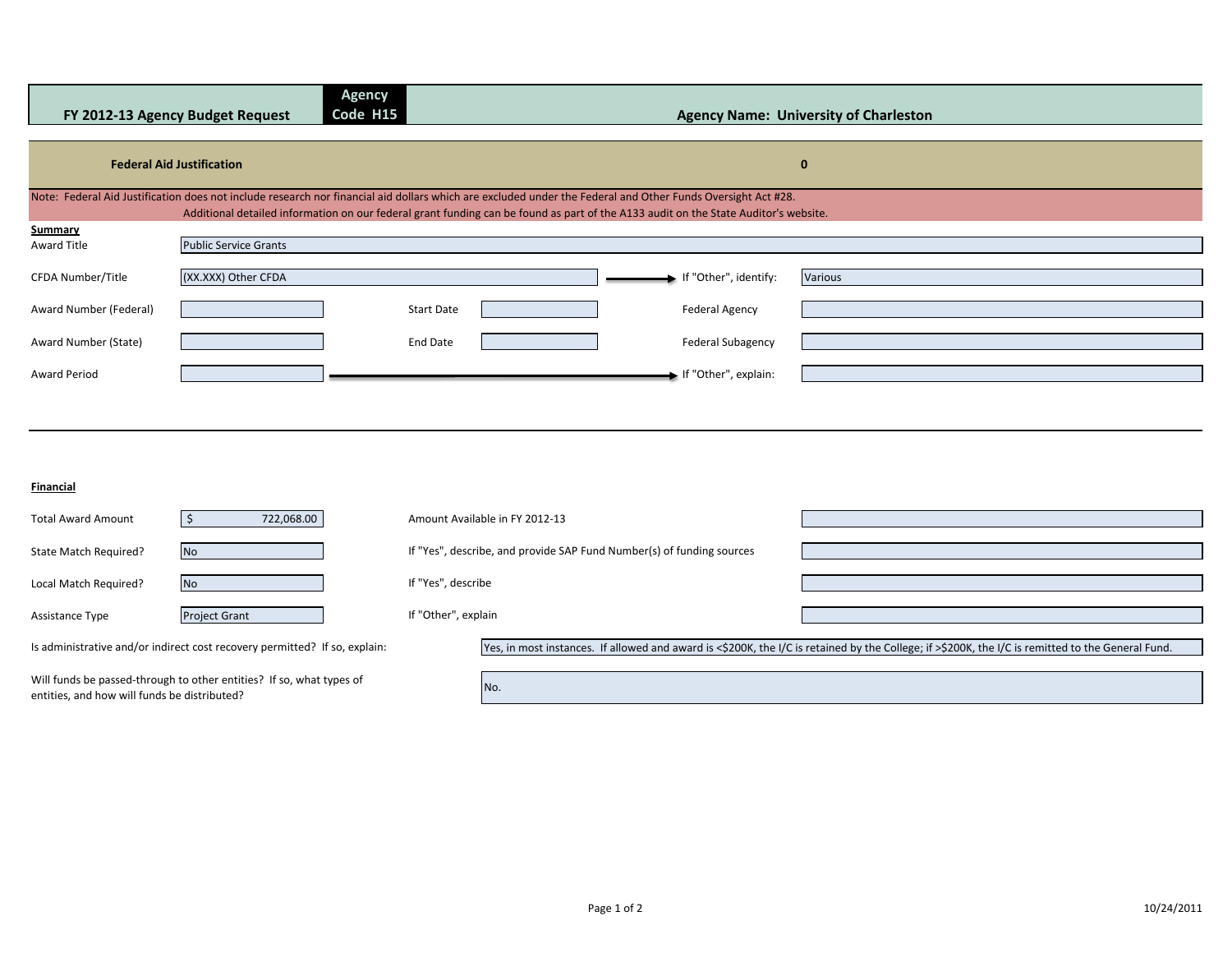| FY 2012-13 Agency Budget Request | Agency Code H15 | Agency Name: University of Charleston |
|---|---|---|

**Federal Aid Justification** 0

Note: Federal Aid Justification does not include research nor financial aid dollars which are excluded under the Federal and Other Funds Oversight Act #28.
Additional detailed information on our federal grant funding can be found as part of the A133 audit on the State Auditor's website.

**Summary**

| | | | | | |
|---|---|---|---|---|---|
| Award Title | Public Service Grants | | | | |
| CFDA Number/Title | (XX.XXX) Other CFDA | | | If "Other", identify: | Various |
| Award Number (Federal) | | Start Date | | Federal Agency | |
| Award Number (State) | | End Date | | Federal Subagency | |
| Award Period | | | | If "Other", explain: | |

**Financial**

| | | | |
|---|---|---|---|
| Total Award Amount | $ 722,068.00 | Amount Available in FY 2012-13 | |
| State Match Required? | No | If "Yes", describe, and provide SAP Fund Number(s) of funding sources | |
| Local Match Required? | No | If "Yes", describe | |
| Assistance Type | Project Grant | If "Other", explain | |

Is administrative and/or indirect cost recovery permitted? If so, explain: Yes, in most instances. If allowed and award is <$200K, the I/C is retained by the College; if >$200K, the I/C is remitted to the General Fund.

Will funds be passed-through to other entities? If so, what types of entities, and how will funds be distributed? No.

10/24/2011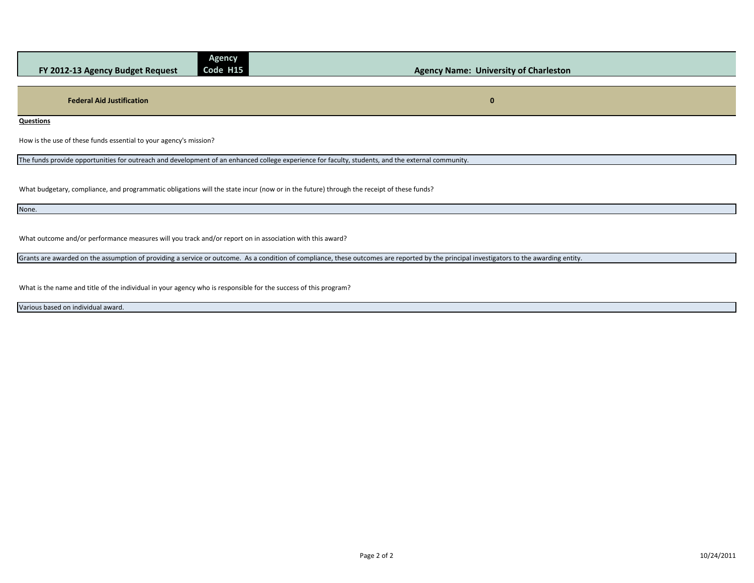| FY 2012-13 Agency Budget Request | Agency Code H15 | Agency Name: University of Charleston |
|---|---|---|

| | |
|---|---|
| **Federal Aid Justification** | **0** |

**Questions**

How is the use of these funds essential to your agency's mission?

The funds provide opportunities for outreach and development of an enhanced college experience for faculty, students, and the external community.

What budgetary, compliance, and programmatic obligations will the state incur (now or in the future) through the receipt of these funds?

None.

What outcome and/or performance measures will you track and/or report on in association with this award?

Grants are awarded on the assumption of providing a service or outcome. As a condition of compliance, these outcomes are reported by the principal investigators to the awarding entity.

What is the name and title of the individual in your agency who is responsible for the success of this program?

Various based on individual award.

10/24/2011